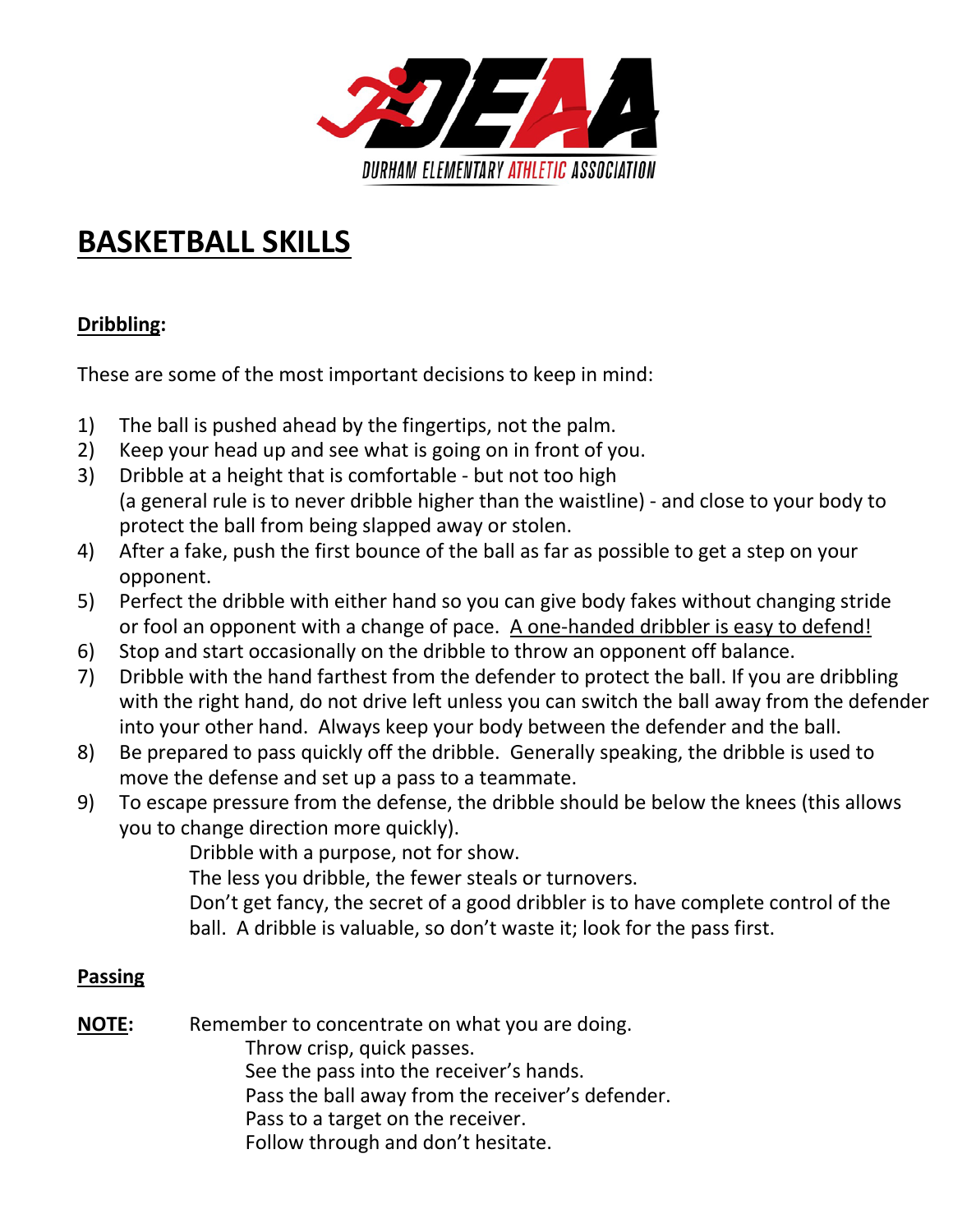DURHAM ELEMENTARY ATHLETIC ASSOCIATION

# BASKETBALL SKILLS

## Dribbling:

These are some of the most important decisions to keep in mind:

1) The ball is pushed ahead by the fingertips, not the palm.
2) Keep your head up and see what is going on in front of you.
3) Dribble at a height that is comfortable - but not too high (a general rule is to never dribble higher than the waistline) - and close to your body to protect the ball from being slapped away or stolen.
4) After a fake, push the first bounce of the ball as far as possible to get a step on your opponent.
5) Perfect the dribble with either hand so you can give body fakes without changing stride or fool an opponent with a change of pace. <u>A one-handed dribbler is easy to defend!</u>
6) Stop and start occasionally on the dribble to throw an opponent off balance.
7) Dribble with the hand farthest from the defender to protect the ball. If you are dribbling with the right hand, do not drive left unless you can switch the ball away from the defender into your other hand. Always keep your body between the defender and the ball.
8) Be prepared to pass quickly off the dribble. Generally speaking, the dribble is used to move the defense and set up a pass to a teammate.
9) To escape pressure from the defense, the dribble should be below the knees (this allows you to change direction more quickly).

   Dribble with a purpose, not for show.
   The less you dribble, the fewer steals or turnovers.
   Don't get fancy, the secret of a good dribbler is to have complete control of the ball. A dribble is valuable, so don't waste it; look for the pass first.

## Passing

**NOTE:** Remember to concentrate on what you are doing.
Throw crisp, quick passes.
See the pass into the receiver's hands.
Pass the ball away from the receiver's defender.
Pass to a target on the receiver.
Follow through and don't hesitate.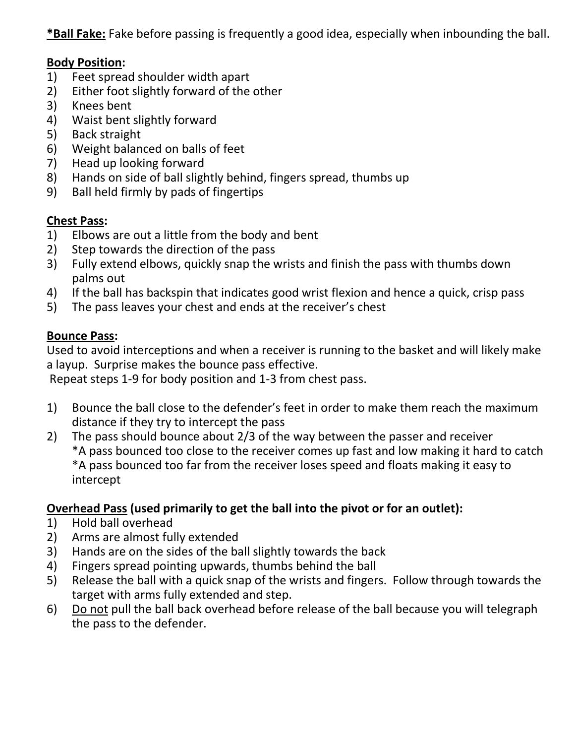**\*Ball Fake:** Fake before passing is frequently a good idea, especially when inbounding the ball.

**Body Position:**

1) Feet spread shoulder width apart
2) Either foot slightly forward of the other
3) Knees bent
4) Waist bent slightly forward
5) Back straight
6) Weight balanced on balls of feet
7) Head up looking forward
8) Hands on side of ball slightly behind, fingers spread, thumbs up
9) Ball held firmly by pads of fingertips

**Chest Pass:**

1) Elbows are out a little from the body and bent
2) Step towards the direction of the pass
3) Fully extend elbows, quickly snap the wrists and finish the pass with thumbs down palms out
4) If the ball has backspin that indicates good wrist flexion and hence a quick, crisp pass
5) The pass leaves your chest and ends at the receiver's chest

**Bounce Pass:**

Used to avoid interceptions and when a receiver is running to the basket and will likely make a layup. Surprise makes the bounce pass effective.

Repeat steps 1-9 for body position and 1-3 from chest pass.

1) Bounce the ball close to the defender's feet in order to make them reach the maximum distance if they try to intercept the pass
2) The pass should bounce about 2/3 of the way between the passer and receiver
   *A pass bounced too close to the receiver comes up fast and low making it hard to catch
   *A pass bounced too far from the receiver loses speed and floats making it easy to intercept

**Overhead Pass (used primarily to get the ball into the pivot or for an outlet):**

1) Hold ball overhead
2) Arms are almost fully extended
3) Hands are on the sides of the ball slightly towards the back
4) Fingers spread pointing upwards, thumbs behind the ball
5) Release the ball with a quick snap of the wrists and fingers. Follow through towards the target with arms fully extended and step.
6) <u>Do not</u> pull the ball back overhead before release of the ball because you will telegraph the pass to the defender.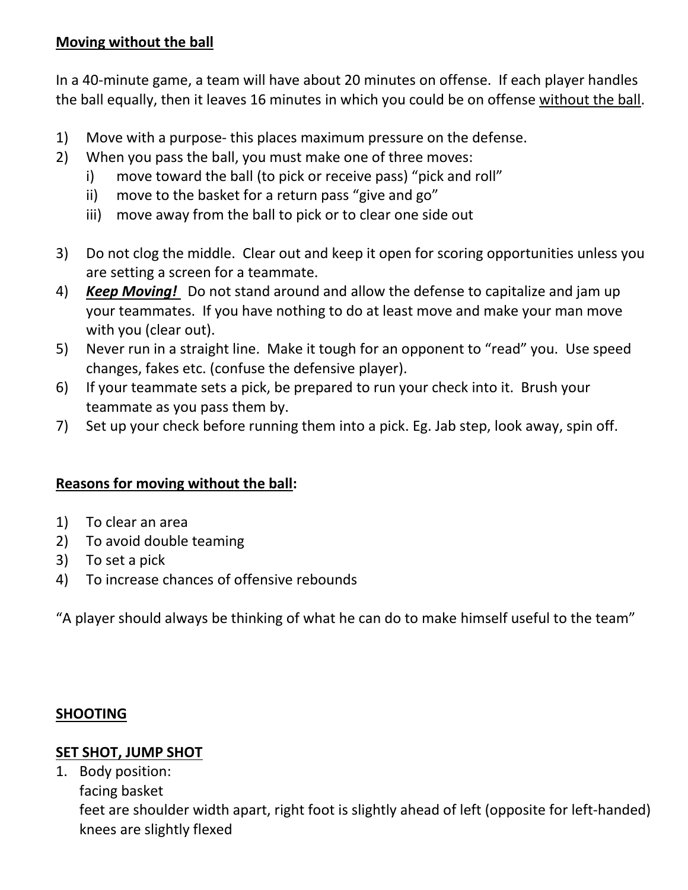## <u>Moving without the ball</u>

In a 40-minute game, a team will have about 20 minutes on offense. If each player handles the ball equally, then it leaves 16 minutes in which you could be on offense <u>without the ball</u>.

1) Move with a purpose- this places maximum pressure on the defense.
2) When you pass the ball, you must make one of three moves:
   i) move toward the ball (to pick or receive pass) “pick and roll”
   ii) move to the basket for a return pass “give and go”
   iii) move away from the ball to pick or to clear one side out

3) Do not clog the middle. Clear out and keep it open for scoring opportunities unless you are setting a screen for a teammate.
4) ***<u>Keep Moving!</u>*** Do not stand around and allow the defense to capitalize and jam up your teammates. If you have nothing to do at least move and make your man move with you (clear out).
5) Never run in a straight line. Make it tough for an opponent to “read” you. Use speed changes, fakes etc. (confuse the defensive player).
6) If your teammate sets a pick, be prepared to run your check into it. Brush your teammate as you pass them by.
7) Set up your check before running them into a pick. Eg. Jab step, look away, spin off.

## <u>Reasons for moving without the ball</u>:

1) To clear an area
2) To avoid double teaming
3) To set a pick
4) To increase chances of offensive rebounds

“A player should always be thinking of what he can do to make himself useful to the team”

## <u>SHOOTING</u>

### <u>SET SHOT, JUMP SHOT</u>

1. Body position:
   facing basket
   feet are shoulder width apart, right foot is slightly ahead of left (opposite for left-handed)
   knees are slightly flexed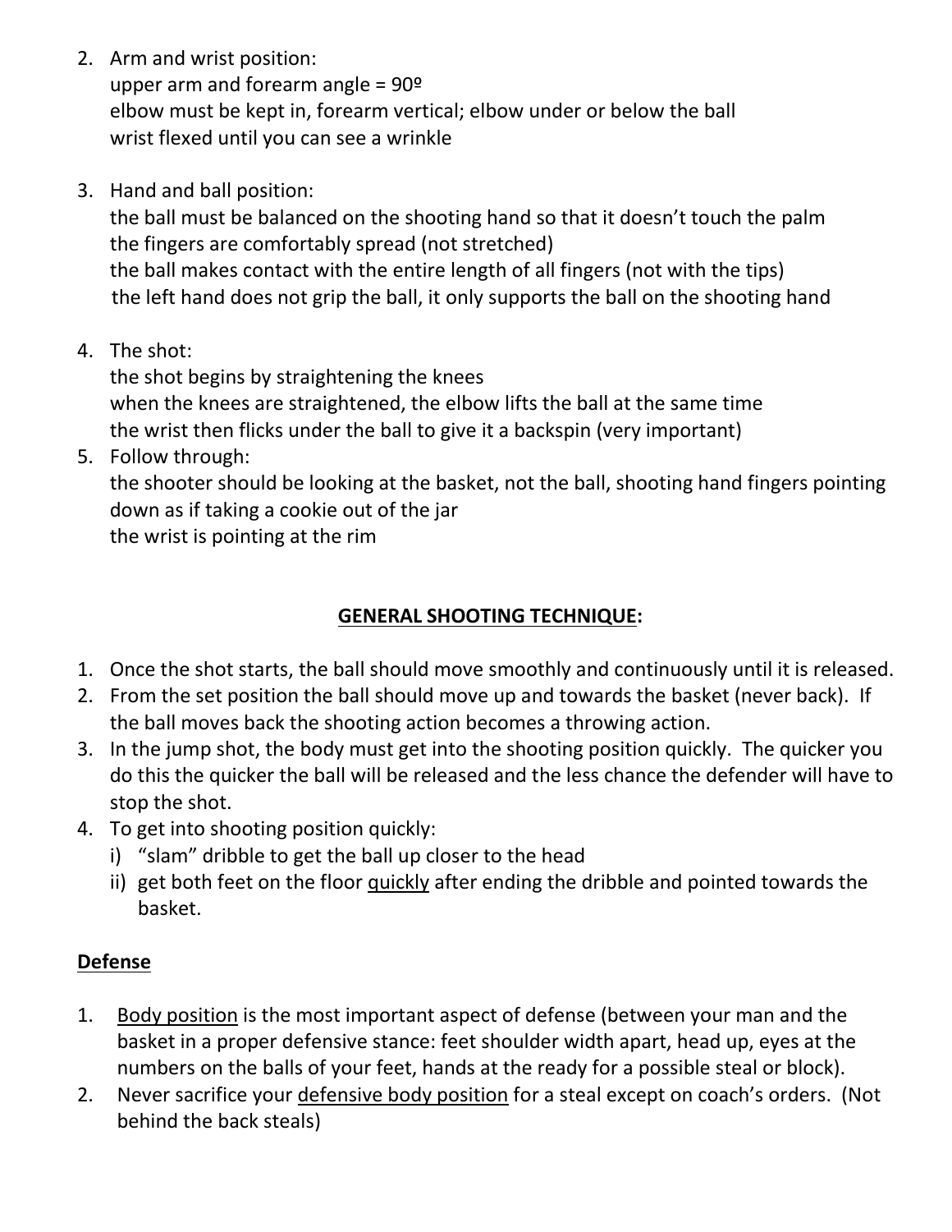2. Arm and wrist position:
   upper arm and forearm angle = 90º
   elbow must be kept in, forearm vertical; elbow under or below the ball
   wrist flexed until you can see a wrinkle

3. Hand and ball position:
   the ball must be balanced on the shooting hand so that it doesn't touch the palm
   the fingers are comfortably spread (not stretched)
   the ball makes contact with the entire length of all fingers (not with the tips)
   the left hand does not grip the ball, it only supports the ball on the shooting hand

4. The shot:
   the shot begins by straightening the knees
   when the knees are straightened, the elbow lifts the ball at the same time
   the wrist then flicks under the ball to give it a backspin (very important)
5. Follow through:
   the shooter should be looking at the basket, not the ball, shooting hand fingers pointing down as if taking a cookie out of the jar
   the wrist is pointing at the rim

## <u>GENERAL SHOOTING TECHNIQUE</u>:

1. Once the shot starts, the ball should move smoothly and continuously until it is released.
2. From the set position the ball should move up and towards the basket (never back). If the ball moves back the shooting action becomes a throwing action.
3. In the jump shot, the body must get into the shooting position quickly. The quicker you do this the quicker the ball will be released and the less chance the defender will have to stop the shot.
4. To get into shooting position quickly:
   i) "slam" dribble to get the ball up closer to the head
   ii) get both feet on the floor <u>quickly</u> after ending the dribble and pointed towards the basket.

## <u>Defense</u>

1. <u>Body position</u> is the most important aspect of defense (between your man and the basket in a proper defensive stance: feet shoulder width apart, head up, eyes at the numbers on the balls of your feet, hands at the ready for a possible steal or block).
2. Never sacrifice your <u>defensive body position</u> for a steal except on coach's orders. (Not behind the back steals)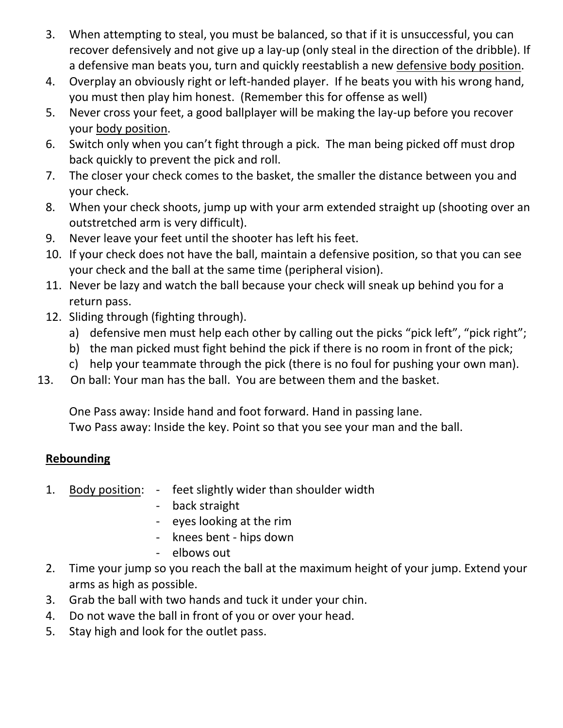3. When attempting to steal, you must be balanced, so that if it is unsuccessful, you can recover defensively and not give up a lay-up (only steal in the direction of the dribble). If a defensive man beats you, turn and quickly reestablish a new <u>defensive body position</u>.
4. Overplay an obviously right or left-handed player. If he beats you with his wrong hand, you must then play him honest. (Remember this for offense as well)
5. Never cross your feet, a good ballplayer will be making the lay-up before you recover your <u>body position</u>.
6. Switch only when you can't fight through a pick. The man being picked off must drop back quickly to prevent the pick and roll.
7. The closer your check comes to the basket, the smaller the distance between you and your check.
8. When your check shoots, jump up with your arm extended straight up (shooting over an outstretched arm is very difficult).
9. Never leave your feet until the shooter has left his feet.
10. If your check does not have the ball, maintain a defensive position, so that you can see your check and the ball at the same time (peripheral vision).
11. Never be lazy and watch the ball because your check will sneak up behind you for a return pass.
12. Sliding through (fighting through).
    a) defensive men must help each other by calling out the picks "pick left", "pick right";
    b) the man picked must fight behind the pick if there is no room in front of the pick;
    c) help your teammate through the pick (there is no foul for pushing your own man).
13. On ball: Your man has the ball. You are between them and the basket.

    One Pass away: Inside hand and foot forward. Hand in passing lane.
    Two Pass away: Inside the key. Point so that you see your man and the ball.

**<u>Rebounding</u>**

1. <u>Body position</u>:
    - feet slightly wider than shoulder width
    - back straight
    - eyes looking at the rim
    - knees bent - hips down
    - elbows out
2. Time your jump so you reach the ball at the maximum height of your jump. Extend your arms as high as possible.
3. Grab the ball with two hands and tuck it under your chin.
4. Do not wave the ball in front of you or over your head.
5. Stay high and look for the outlet pass.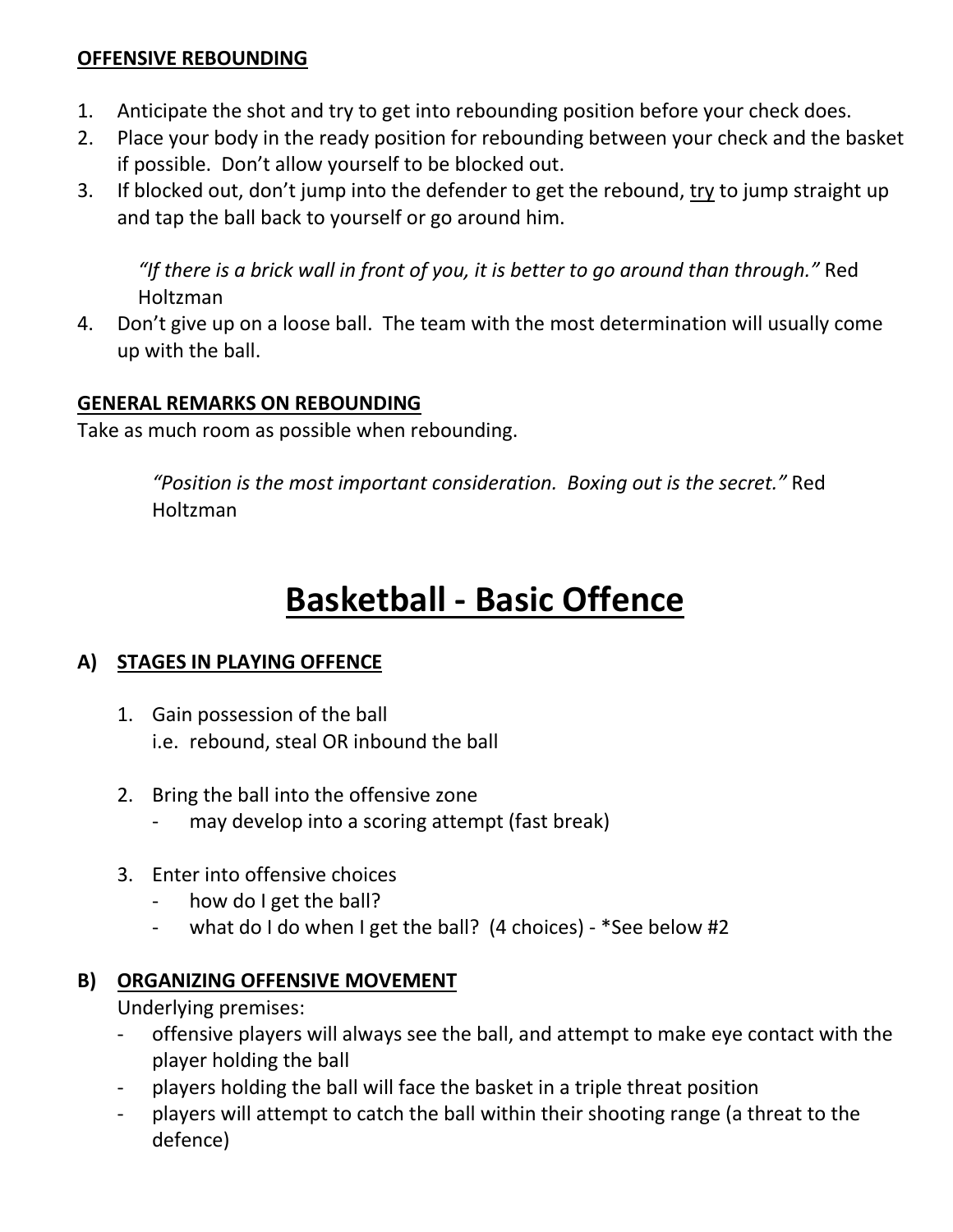**<u>OFFENSIVE REBOUNDING</u>**

1. Anticipate the shot and try to get into rebounding position before your check does.
2. Place your body in the ready position for rebounding between your check and the basket if possible. Don't allow yourself to be blocked out.
3. If blocked out, don't jump into the defender to get the rebound, <u>try</u> to jump straight up and tap the ball back to yourself or go around him.

   *"If there is a brick wall in front of you, it is better to go around than through."* Red Holtzman
4. Don't give up on a loose ball. The team with the most determination will usually come up with the ball.

**<u>GENERAL REMARKS ON REBOUNDING</u>**

Take as much room as possible when rebounding.

> *"Position is the most important consideration. Boxing out is the secret."* Red Holtzman

# <u>Basketball - Basic Offence</u>

## A) <u>STAGES IN PLAYING OFFENCE</u>

1. Gain possession of the ball
   i.e. rebound, steal OR inbound the ball

2. Bring the ball into the offensive zone
   - may develop into a scoring attempt (fast break)

3. Enter into offensive choices
   - how do I get the ball?
   - what do I do when I get the ball? (4 choices) - *See below #2

## B) <u>ORGANIZING OFFENSIVE MOVEMENT</u>

Underlying premises:

- offensive players will always see the ball, and attempt to make eye contact with the player holding the ball
- players holding the ball will face the basket in a triple threat position
- players will attempt to catch the ball within their shooting range (a threat to the defence)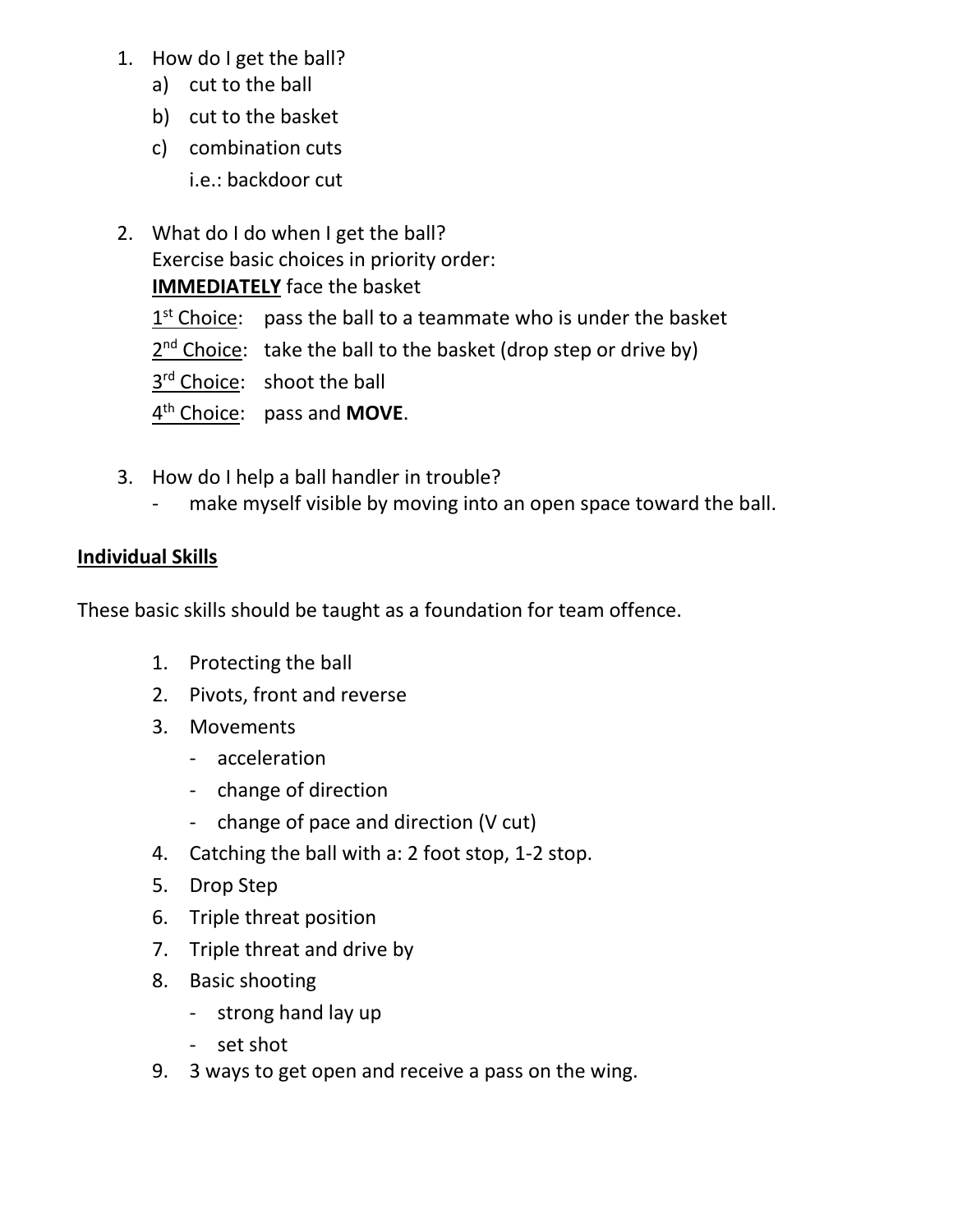1. How do I get the ball?
   a) cut to the ball
   b) cut to the basket
   c) combination cuts
      i.e.: backdoor cut

2. What do I do when I get the ball?
   Exercise basic choices in priority order:
   <u>**IMMEDIATELY**</u> face the basket
   <u>1st Choice</u>: pass the ball to a teammate who is under the basket
   <u>2nd Choice</u>: take the ball to the basket (drop step or drive by)
   <u>3rd Choice</u>: shoot the ball
   <u>4th Choice</u>: pass and **MOVE**.

3. How do I help a ball handler in trouble?
   - make myself visible by moving into an open space toward the ball.

<u>**Individual Skills**</u>

These basic skills should be taught as a foundation for team offence.

1. Protecting the ball
2. Pivots, front and reverse
3. Movements
   - acceleration
   - change of direction
   - change of pace and direction (V cut)
4. Catching the ball with a: 2 foot stop, 1-2 stop.
5. Drop Step
6. Triple threat position
7. Triple threat and drive by
8. Basic shooting
   - strong hand lay up
   - set shot
9. 3 ways to get open and receive a pass on the wing.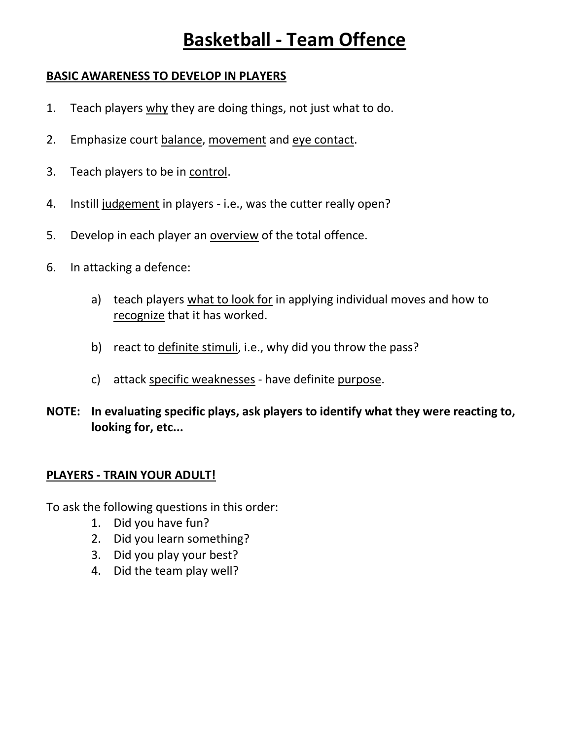# Basketball - Team Offence

## BASIC AWARENESS TO DEVELOP IN PLAYERS

1. Teach players <u>why</u> they are doing things, not just what to do.

2. Emphasize court <u>balance</u>, <u>movement</u> and <u>eye contact</u>.

3. Teach players to be in <u>control</u>.

4. Instill <u>judgement</u> in players - i.e., was the cutter really open?

5. Develop in each player an <u>overview</u> of the total offence.

6. In attacking a defence:

   a) teach players <u>what to look for</u> in applying individual moves and how to <u>recognize</u> that it has worked.

   b) react to <u>definite stimuli</u>, i.e., why did you throw the pass?

   c) attack <u>specific weaknesses</u> - have definite <u>purpose</u>.

**NOTE: In evaluating specific plays, ask players to identify what they were reacting to, looking for, etc...**

## PLAYERS - TRAIN YOUR ADULT!

To ask the following questions in this order:

1. Did you have fun?
2. Did you learn something?
3. Did you play your best?
4. Did the team play well?